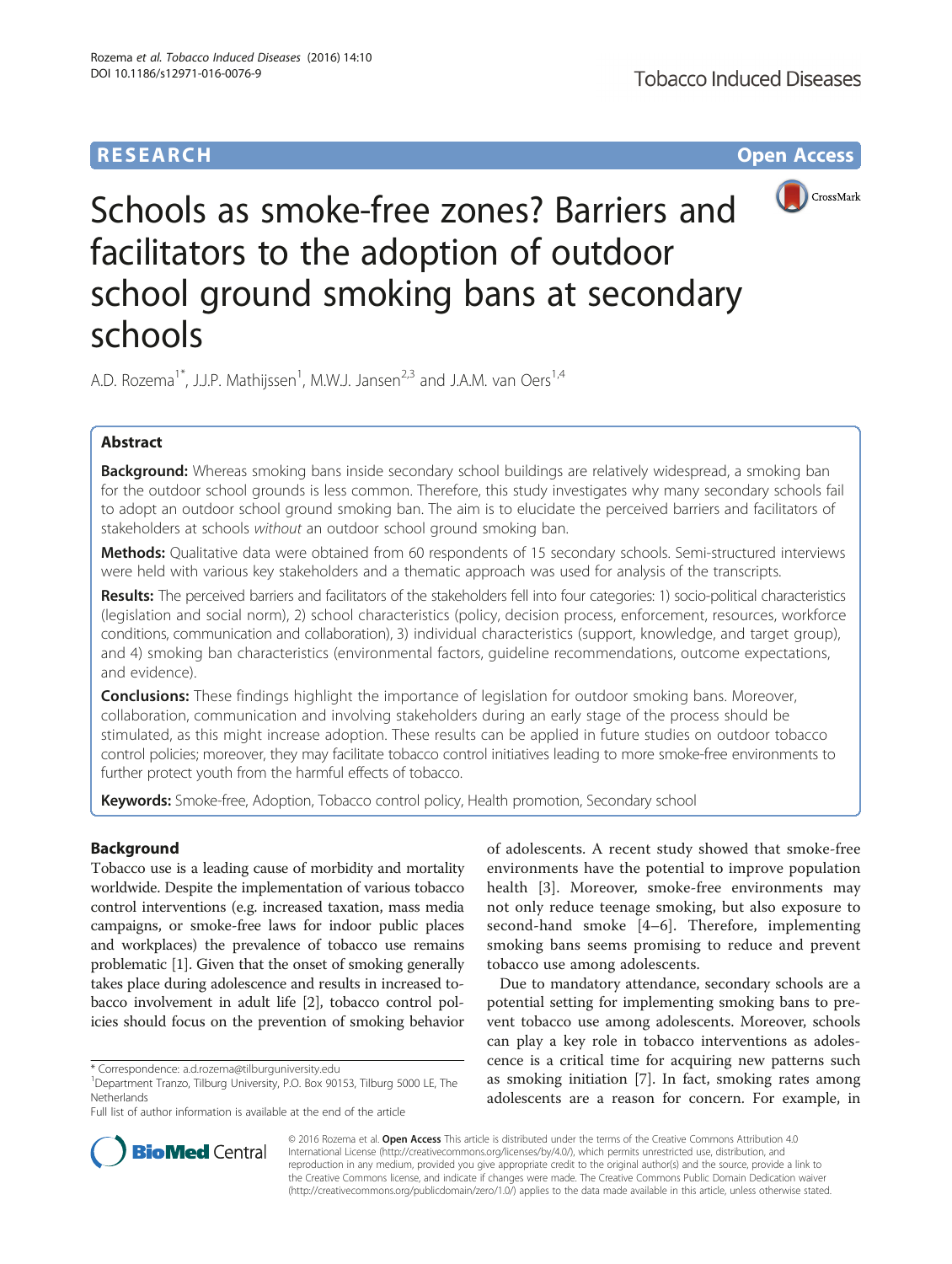**RESEARCH** **Open Access**

# Schools as smoke-free zones? Barriers and facilitators to the adoption of outdoor school ground smoking bans at secondary schools

A.D. Rozema[1*], J.J.P. Mathijssen[1], M.W.J. Jansen[2,3] and J.A.M. van Oers[1,4]

## Abstract

**Background:** Whereas smoking bans inside secondary school buildings are relatively widespread, a smoking ban for the outdoor school grounds is less common. Therefore, this study investigates why many secondary schools fail to adopt an outdoor school ground smoking ban. The aim is to elucidate the perceived barriers and facilitators of stakeholders at schools *without* an outdoor school ground smoking ban.

**Methods:** Qualitative data were obtained from 60 respondents of 15 secondary schools. Semi-structured interviews were held with various key stakeholders and a thematic approach was used for analysis of the transcripts.

**Results:** The perceived barriers and facilitators of the stakeholders fell into four categories: 1) socio-political characteristics (legislation and social norm), 2) school characteristics (policy, decision process, enforcement, resources, workforce conditions, communication and collaboration), 3) individual characteristics (support, knowledge, and target group), and 4) smoking ban characteristics (environmental factors, guideline recommendations, outcome expectations, and evidence).

**Conclusions:** These findings highlight the importance of legislation for outdoor smoking bans. Moreover, collaboration, communication and involving stakeholders during an early stage of the process should be stimulated, as this might increase adoption. These results can be applied in future studies on outdoor tobacco control policies; moreover, they may facilitate tobacco control initiatives leading to more smoke-free environments to further protect youth from the harmful effects of tobacco.

**Keywords:** Smoke-free, Adoption, Tobacco control policy, Health promotion, Secondary school

## Background

Tobacco use is a leading cause of morbidity and mortality worldwide. Despite the implementation of various tobacco control interventions (e.g. increased taxation, mass media campaigns, or smoke-free laws for indoor public places and workplaces) the prevalence of tobacco use remains problematic [1]. Given that the onset of smoking generally takes place during adolescence and results in increased tobacco involvement in adult life [2], tobacco control policies should focus on the prevention of smoking behavior of adolescents. A recent study showed that smoke-free environments have the potential to improve population health [3]. Moreover, smoke-free environments may not only reduce teenage smoking, but also exposure to second-hand smoke [4–6]. Therefore, implementing smoking bans seems promising to reduce and prevent tobacco use among adolescents.

Due to mandatory attendance, secondary schools are a potential setting for implementing smoking bans to prevent tobacco use among adolescents. Moreover, schools can play a key role in tobacco interventions as adolescence is a critical time for acquiring new patterns such as smoking initiation [7]. In fact, smoking rates among adolescents are a reason for concern. For example, in

\* Correspondence: a.d.rozema@tilburguniversity.edu
[1]Department Tranzo, Tilburg University, P.O. Box 90153, Tilburg 5000 LE, The Netherlands
Full list of author information is available at the end of the article

© 2016 Rozema et al. **Open Access** This article is distributed under the terms of the Creative Commons Attribution 4.0 International License (http://creativecommons.org/licenses/by/4.0/), which permits unrestricted use, distribution, and reproduction in any medium, provided you give appropriate credit to the original author(s) and the source, provide a link to the Creative Commons license, and indicate if changes were made. The Creative Commons Public Domain Dedication waiver (http://creativecommons.org/publicdomain/zero/1.0/) applies to the data made available in this article, unless otherwise stated.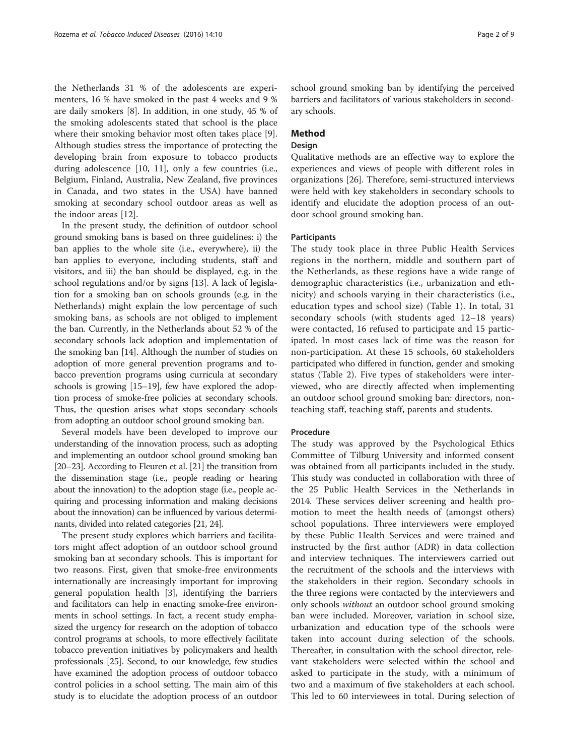the Netherlands 31 % of the adolescents are experimenters, 16 % have smoked in the past 4 weeks and 9 % are daily smokers [8]. In addition, in one study, 45 % of the smoking adolescents stated that school is the place where their smoking behavior most often takes place [9]. Although studies stress the importance of protecting the developing brain from exposure to tobacco products during adolescence [10, 11], only a few countries (i.e., Belgium, Finland, Australia, New Zealand, five provinces in Canada, and two states in the USA) have banned smoking at secondary school outdoor areas as well as the indoor areas [12].

In the present study, the definition of outdoor school ground smoking bans is based on three guidelines: i) the ban applies to the whole site (i.e., everywhere), ii) the ban applies to everyone, including students, staff and visitors, and iii) the ban should be displayed, e.g. in the school regulations and/or by signs [13]. A lack of legislation for a smoking ban on schools grounds (e.g. in the Netherlands) might explain the low percentage of such smoking bans, as schools are not obliged to implement the ban. Currently, in the Netherlands about 52 % of the secondary schools lack adoption and implementation of the smoking ban [14]. Although the number of studies on adoption of more general prevention programs and tobacco prevention programs using curricula at secondary schools is growing [15–19], few have explored the adoption process of smoke-free policies at secondary schools. Thus, the question arises what stops secondary schools from adopting an outdoor school ground smoking ban.

Several models have been developed to improve our understanding of the innovation process, such as adopting and implementing an outdoor school ground smoking ban [20–23]. According to Fleuren et al. [21] the transition from the dissemination stage (i.e., people reading or hearing about the innovation) to the adoption stage (i.e., people acquiring and processing information and making decisions about the innovation) can be influenced by various determinants, divided into related categories [21, 24].

The present study explores which barriers and facilitators might affect adoption of an outdoor school ground smoking ban at secondary schools. This is important for two reasons. First, given that smoke-free environments internationally are increasingly important for improving general population health [3], identifying the barriers and facilitators can help in enacting smoke-free environments in school settings. In fact, a recent study emphasized the urgency for research on the adoption of tobacco control programs at schools, to more effectively facilitate tobacco prevention initiatives by policymakers and health professionals [25]. Second, to our knowledge, few studies have examined the adoption process of outdoor tobacco control policies in a school setting. The main aim of this study is to elucidate the adoption process of an outdoor school ground smoking ban by identifying the perceived barriers and facilitators of various stakeholders in secondary schools.

## Method

### Design

Qualitative methods are an effective way to explore the experiences and views of people with different roles in organizations [26]. Therefore, semi-structured interviews were held with key stakeholders in secondary schools to identify and elucidate the adoption process of an outdoor school ground smoking ban.

### Participants

The study took place in three Public Health Services regions in the northern, middle and southern part of the Netherlands, as these regions have a wide range of demographic characteristics (i.e., urbanization and ethnicity) and schools varying in their characteristics (i.e., education types and school size) (Table 1). In total, 31 secondary schools (with students aged 12–18 years) were contacted, 16 refused to participate and 15 participated. In most cases lack of time was the reason for non-participation. At these 15 schools, 60 stakeholders participated who differed in function, gender and smoking status (Table 2). Five types of stakeholders were interviewed, who are directly affected when implementing an outdoor school ground smoking ban: directors, non-teaching staff, teaching staff, parents and students.

### Procedure

The study was approved by the Psychological Ethics Committee of Tilburg University and informed consent was obtained from all participants included in the study. This study was conducted in collaboration with three of the 25 Public Health Services in the Netherlands in 2014. These services deliver screening and health promotion to meet the health needs of (amongst others) school populations. Three interviewers were employed by these Public Health Services and were trained and instructed by the first author (ADR) in data collection and interview techniques. The interviewers carried out the recruitment of the schools and the interviews with the stakeholders in their region. Secondary schools in the three regions were contacted by the interviewers and only schools *without* an outdoor school ground smoking ban were included. Moreover, variation in school size, urbanization and education type of the schools were taken into account during selection of the schools. Thereafter, in consultation with the school director, relevant stakeholders were selected within the school and asked to participate in the study, with a minimum of two and a maximum of five stakeholders at each school. This led to 60 interviewees in total. During selection of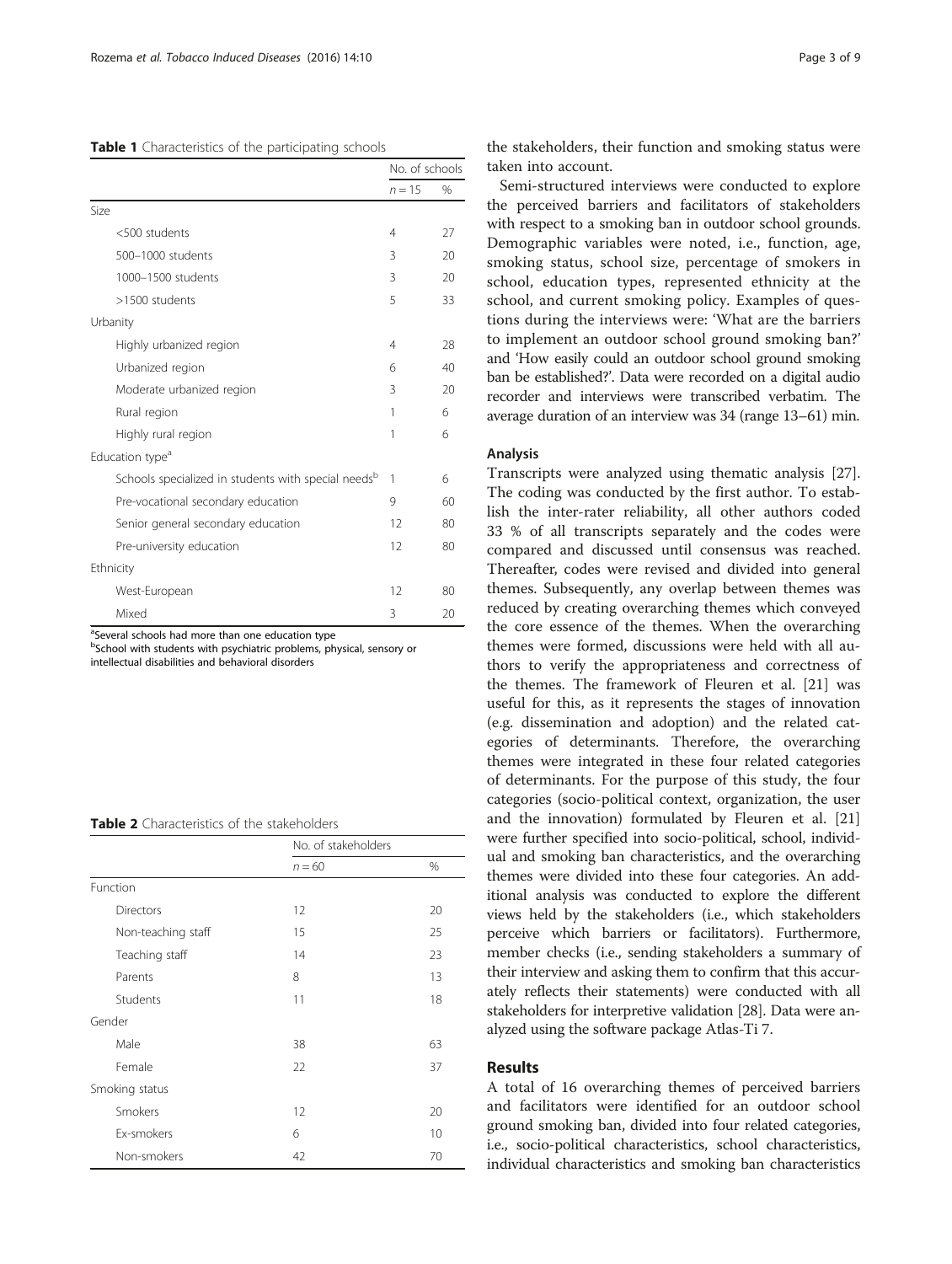**Table 1** Characteristics of the participating schools

| | No. of schools | |
|---|---|---|
| | $n = 15$ | % |
| Size | | |
| <500 students | 4 | 27 |
| 500–1000 students | 3 | 20 |
| 1000–1500 students | 3 | 20 |
| >1500 students | 5 | 33 |
| Urbanity | | |
| Highly urbanized region | 4 | 28 |
| Urbanized region | 6 | 40 |
| Moderate urbanized region | 3 | 20 |
| Rural region | 1 | 6 |
| Highly rural region | 1 | 6 |
| Education type[a] | | |
| Schools specialized in students with special needs[b] | 1 | 6 |
| Pre-vocational secondary education | 9 | 60 |
| Senior general secondary education | 12 | 80 |
| Pre-university education | 12 | 80 |
| Ethnicity | | |
| West-European | 12 | 80 |
| Mixed | 3 | 20 |

[a]Several schools had more than one education type
[b]School with students with psychiatric problems, physical, sensory or intellectual disabilities and behavioral disorders

**Table 2** Characteristics of the stakeholders

| | No. of stakeholders | |
|---|---|---|
| | $n = 60$ | % |
| Function | | |
| Directors | 12 | 20 |
| Non-teaching staff | 15 | 25 |
| Teaching staff | 14 | 23 |
| Parents | 8 | 13 |
| Students | 11 | 18 |
| Gender | | |
| Male | 38 | 63 |
| Female | 22 | 37 |
| Smoking status | | |
| Smokers | 12 | 20 |
| Ex-smokers | 6 | 10 |
| Non-smokers | 42 | 70 |

the stakeholders, their function and smoking status were taken into account.

Semi-structured interviews were conducted to explore the perceived barriers and facilitators of stakeholders with respect to a smoking ban in outdoor school grounds. Demographic variables were noted, i.e., function, age, smoking status, school size, percentage of smokers in school, education types, represented ethnicity at the school, and current smoking policy. Examples of questions during the interviews were: 'What are the barriers to implement an outdoor school ground smoking ban?' and 'How easily could an outdoor school ground smoking ban be established?'. Data were recorded on a digital audio recorder and interviews were transcribed verbatim. The average duration of an interview was 34 (range 13–61) min.

### Analysis

Transcripts were analyzed using thematic analysis [27]. The coding was conducted by the first author. To establish the inter-rater reliability, all other authors coded 33 % of all transcripts separately and the codes were compared and discussed until consensus was reached. Thereafter, codes were revised and divided into general themes. Subsequently, any overlap between themes was reduced by creating overarching themes which conveyed the core essence of the themes. When the overarching themes were formed, discussions were held with all authors to verify the appropriateness and correctness of the themes. The framework of Fleuren et al. [21] was useful for this, as it represents the stages of innovation (e.g. dissemination and adoption) and the related categories of determinants. Therefore, the overarching themes were integrated in these four related categories of determinants. For the purpose of this study, the four categories (socio-political context, organization, the user and the innovation) formulated by Fleuren et al. [21] were further specified into socio-political, school, individual and smoking ban characteristics, and the overarching themes were divided into these four categories. An additional analysis was conducted to explore the different views held by the stakeholders (i.e., which stakeholders perceive which barriers or facilitators). Furthermore, member checks (i.e., sending stakeholders a summary of their interview and asking them to confirm that this accurately reflects their statements) were conducted with all stakeholders for interpretive validation [28]. Data were analyzed using the software package Atlas-Ti 7.

## Results

A total of 16 overarching themes of perceived barriers and facilitators were identified for an outdoor school ground smoking ban, divided into four related categories, i.e., socio-political characteristics, school characteristics, individual characteristics and smoking ban characteristics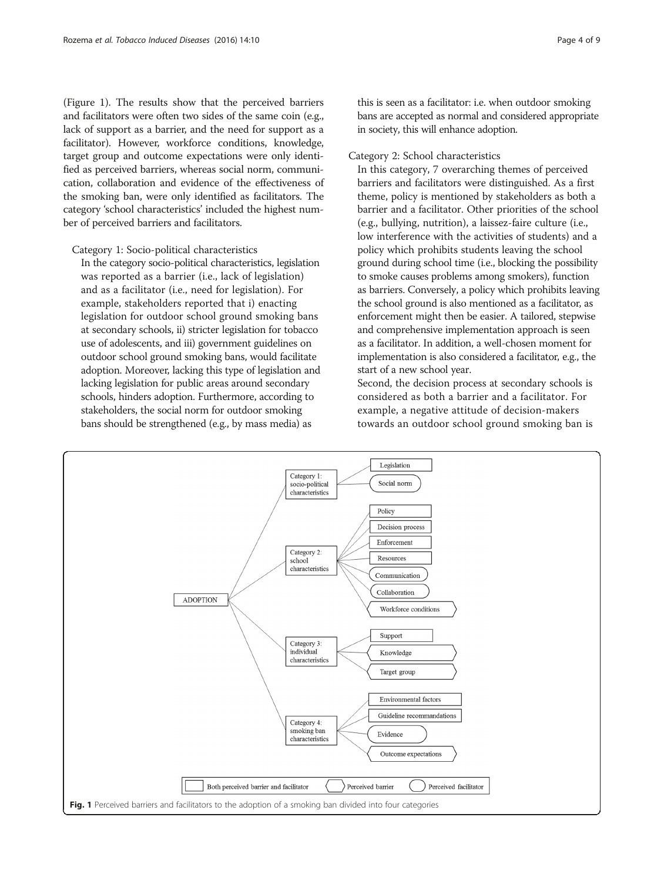(Figure 1). The results show that the perceived barriers and facilitators were often two sides of the same coin (e.g., lack of support as a barrier, and the need for support as a facilitator). However, workforce conditions, knowledge, target group and outcome expectations were only identified as perceived barriers, whereas social norm, communication, collaboration and evidence of the effectiveness of the smoking ban, were only identified as facilitators. The category 'school characteristics' included the highest number of perceived barriers and facilitators.

Category 1: Socio-political characteristics

In the category socio-political characteristics, legislation was reported as a barrier (i.e., lack of legislation) and as a facilitator (i.e., need for legislation). For example, stakeholders reported that i) enacting legislation for outdoor school ground smoking bans at secondary schools, ii) stricter legislation for tobacco use of adolescents, and iii) government guidelines on outdoor school ground smoking bans, would facilitate adoption. Moreover, lacking this type of legislation and lacking legislation for public areas around secondary schools, hinders adoption. Furthermore, according to stakeholders, the social norm for outdoor smoking bans should be strengthened (e.g., by mass media) as this is seen as a facilitator: i.e. when outdoor smoking bans are accepted as normal and considered appropriate in society, this will enhance adoption.

Category 2: School characteristics

In this category, 7 overarching themes of perceived barriers and facilitators were distinguished. As a first theme, policy is mentioned by stakeholders as both a barrier and a facilitator. Other priorities of the school (e.g., bullying, nutrition), a laissez-faire culture (i.e., low interference with the activities of students) and a policy which prohibits students leaving the school ground during school time (i.e., blocking the possibility to smoke causes problems among smokers), function as barriers. Conversely, a policy which prohibits leaving the school ground is also mentioned as a facilitator, as enforcement might then be easier. A tailored, stepwise and comprehensive implementation approach is seen as a facilitator. In addition, a well-chosen moment for implementation is also considered a facilitator, e.g., the start of a new school year.

Second, the decision process at secondary schools is considered as both a barrier and a facilitator. For example, a negative attitude of decision-makers towards an outdoor school ground smoking ban is

ADOPTION

Category 1: socio-political characteristics
Legislation
Social norm

Category 2: school characteristics
Policy
Decision process
Enforcement
Resources
Communication
Collaboration
Workforce conditions

Category 3: individual characteristics
Support
Knowledge
Target group

Category 4: smoking ban characteristics
Environmental factors
Guideline recommandations
Evidence
Outcome expectations

Both perceived barrier and facilitator
Perceived barrier
Perceived facilitator

**Fig. 1** Perceived barriers and facilitators to the adoption of a smoking ban divided into four categories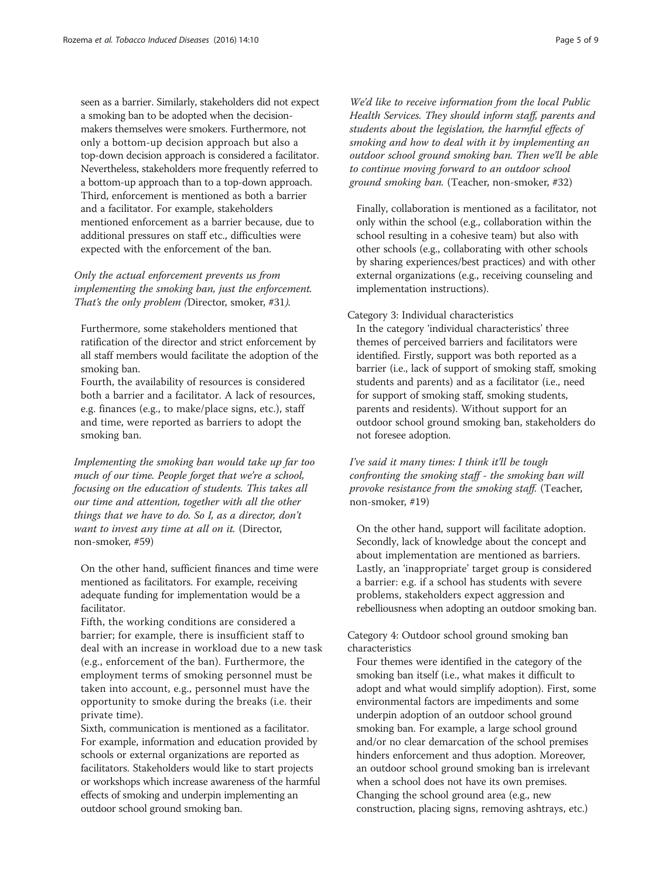seen as a barrier. Similarly, stakeholders did not expect a smoking ban to be adopted when the decision-makers themselves were smokers. Furthermore, not only a bottom-up decision approach but also a top-down decision approach is considered a facilitator. Nevertheless, stakeholders more frequently referred to a bottom-up approach than to a top-down approach. Third, enforcement is mentioned as both a barrier and a facilitator. For example, stakeholders mentioned enforcement as a barrier because, due to additional pressures on staff etc., difficulties were expected with the enforcement of the ban.

*Only the actual enforcement prevents us from implementing the smoking ban, just the enforcement. That's the only problem (*Director, smoker, #31*).*

Furthermore, some stakeholders mentioned that ratification of the director and strict enforcement by all staff members would facilitate the adoption of the smoking ban.

Fourth, the availability of resources is considered both a barrier and a facilitator. A lack of resources, e.g. finances (e.g., to make/place signs, etc.), staff and time, were reported as barriers to adopt the smoking ban.

*Implementing the smoking ban would take up far too much of our time. People forget that we're a school, focusing on the education of students. This takes all our time and attention, together with all the other things that we have to do. So I, as a director, don't want to invest any time at all on it.* (Director, non-smoker, #59)

On the other hand, sufficient finances and time were mentioned as facilitators. For example, receiving adequate funding for implementation would be a facilitator.

Fifth, the working conditions are considered a barrier; for example, there is insufficient staff to deal with an increase in workload due to a new task (e.g., enforcement of the ban). Furthermore, the employment terms of smoking personnel must be taken into account, e.g., personnel must have the opportunity to smoke during the breaks (i.e. their private time).

Sixth, communication is mentioned as a facilitator. For example, information and education provided by schools or external organizations are reported as facilitators. Stakeholders would like to start projects or workshops which increase awareness of the harmful effects of smoking and underpin implementing an outdoor school ground smoking ban.

*We'd like to receive information from the local Public Health Services. They should inform staff, parents and students about the legislation, the harmful effects of smoking and how to deal with it by implementing an outdoor school ground smoking ban. Then we'll be able to continue moving forward to an outdoor school ground smoking ban.* (Teacher, non-smoker, #32)

Finally, collaboration is mentioned as a facilitator, not only within the school (e.g., collaboration within the school resulting in a cohesive team) but also with other schools (e.g., collaborating with other schools by sharing experiences/best practices) and with other external organizations (e.g., receiving counseling and implementation instructions).

Category 3: Individual characteristics

In the category 'individual characteristics' three themes of perceived barriers and facilitators were identified. Firstly, support was both reported as a barrier (i.e., lack of support of smoking staff, smoking students and parents) and as a facilitator (i.e., need for support of smoking staff, smoking students, parents and residents). Without support for an outdoor school ground smoking ban, stakeholders do not foresee adoption.

*I've said it many times: I think it'll be tough confronting the smoking staff - the smoking ban will provoke resistance from the smoking staff.* (Teacher, non-smoker, #19)

On the other hand, support will facilitate adoption. Secondly, lack of knowledge about the concept and about implementation are mentioned as barriers. Lastly, an 'inappropriate' target group is considered a barrier: e.g. if a school has students with severe problems, stakeholders expect aggression and rebelliousness when adopting an outdoor smoking ban.

Category 4: Outdoor school ground smoking ban characteristics

Four themes were identified in the category of the smoking ban itself (i.e., what makes it difficult to adopt and what would simplify adoption). First, some environmental factors are impediments and some underpin adoption of an outdoor school ground smoking ban. For example, a large school ground and/or no clear demarcation of the school premises hinders enforcement and thus adoption. Moreover, an outdoor school ground smoking ban is irrelevant when a school does not have its own premises. Changing the school ground area (e.g., new construction, placing signs, removing ashtrays, etc.)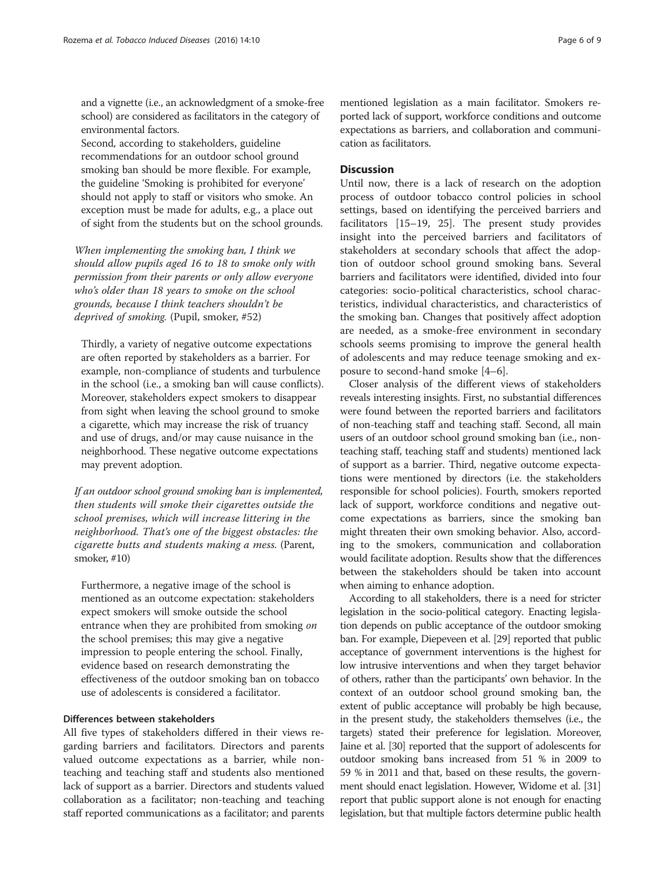and a vignette (i.e., an acknowledgment of a smoke-free school) are considered as facilitators in the category of environmental factors.

Second, according to stakeholders, guideline recommendations for an outdoor school ground smoking ban should be more flexible. For example, the guideline 'Smoking is prohibited for everyone' should not apply to staff or visitors who smoke. An exception must be made for adults, e.g., a place out of sight from the students but on the school grounds.

*When implementing the smoking ban, I think we should allow pupils aged 16 to 18 to smoke only with permission from their parents or only allow everyone who's older than 18 years to smoke on the school grounds, because I think teachers shouldn't be deprived of smoking.* (Pupil, smoker, #52)

Thirdly, a variety of negative outcome expectations are often reported by stakeholders as a barrier. For example, non-compliance of students and turbulence in the school (i.e., a smoking ban will cause conflicts). Moreover, stakeholders expect smokers to disappear from sight when leaving the school ground to smoke a cigarette, which may increase the risk of truancy and use of drugs, and/or may cause nuisance in the neighborhood. These negative outcome expectations may prevent adoption.

*If an outdoor school ground smoking ban is implemented, then students will smoke their cigarettes outside the school premises, which will increase littering in the neighborhood. That's one of the biggest obstacles: the cigarette butts and students making a mess.* (Parent, smoker, #10)

Furthermore, a negative image of the school is mentioned as an outcome expectation: stakeholders expect smokers will smoke outside the school entrance when they are prohibited from smoking *on* the school premises; this may give a negative impression to people entering the school. Finally, evidence based on research demonstrating the effectiveness of the outdoor smoking ban on tobacco use of adolescents is considered a facilitator.

### Differences between stakeholders

All five types of stakeholders differed in their views regarding barriers and facilitators. Directors and parents valued outcome expectations as a barrier, while non-teaching and teaching staff and students also mentioned lack of support as a barrier. Directors and students valued collaboration as a facilitator; non-teaching and teaching staff reported communications as a facilitator; and parents mentioned legislation as a main facilitator. Smokers reported lack of support, workforce conditions and outcome expectations as barriers, and collaboration and communication as facilitators.

## Discussion

Until now, there is a lack of research on the adoption process of outdoor tobacco control policies in school settings, based on identifying the perceived barriers and facilitators [15–19, 25]. The present study provides insight into the perceived barriers and facilitators of stakeholders at secondary schools that affect the adoption of outdoor school ground smoking bans. Several barriers and facilitators were identified, divided into four categories: socio-political characteristics, school characteristics, individual characteristics, and characteristics of the smoking ban. Changes that positively affect adoption are needed, as a smoke-free environment in secondary schools seems promising to improve the general health of adolescents and may reduce teenage smoking and exposure to second-hand smoke [4–6].

Closer analysis of the different views of stakeholders reveals interesting insights. First, no substantial differences were found between the reported barriers and facilitators of non-teaching staff and teaching staff. Second, all main users of an outdoor school ground smoking ban (i.e., non-teaching staff, teaching staff and students) mentioned lack of support as a barrier. Third, negative outcome expectations were mentioned by directors (i.e. the stakeholders responsible for school policies). Fourth, smokers reported lack of support, workforce conditions and negative outcome expectations as barriers, since the smoking ban might threaten their own smoking behavior. Also, according to the smokers, communication and collaboration would facilitate adoption. Results show that the differences between the stakeholders should be taken into account when aiming to enhance adoption.

According to all stakeholders, there is a need for stricter legislation in the socio-political category. Enacting legislation depends on public acceptance of the outdoor smoking ban. For example, Diepeveen et al. [29] reported that public acceptance of government interventions is the highest for low intrusive interventions and when they target behavior of others, rather than the participants' own behavior. In the context of an outdoor school ground smoking ban, the extent of public acceptance will probably be high because, in the present study, the stakeholders themselves (i.e., the targets) stated their preference for legislation. Moreover, Jaine et al. [30] reported that the support of adolescents for outdoor smoking bans increased from 51 % in 2009 to 59 % in 2011 and that, based on these results, the government should enact legislation. However, Widome et al. [31] report that public support alone is not enough for enacting legislation, but that multiple factors determine public health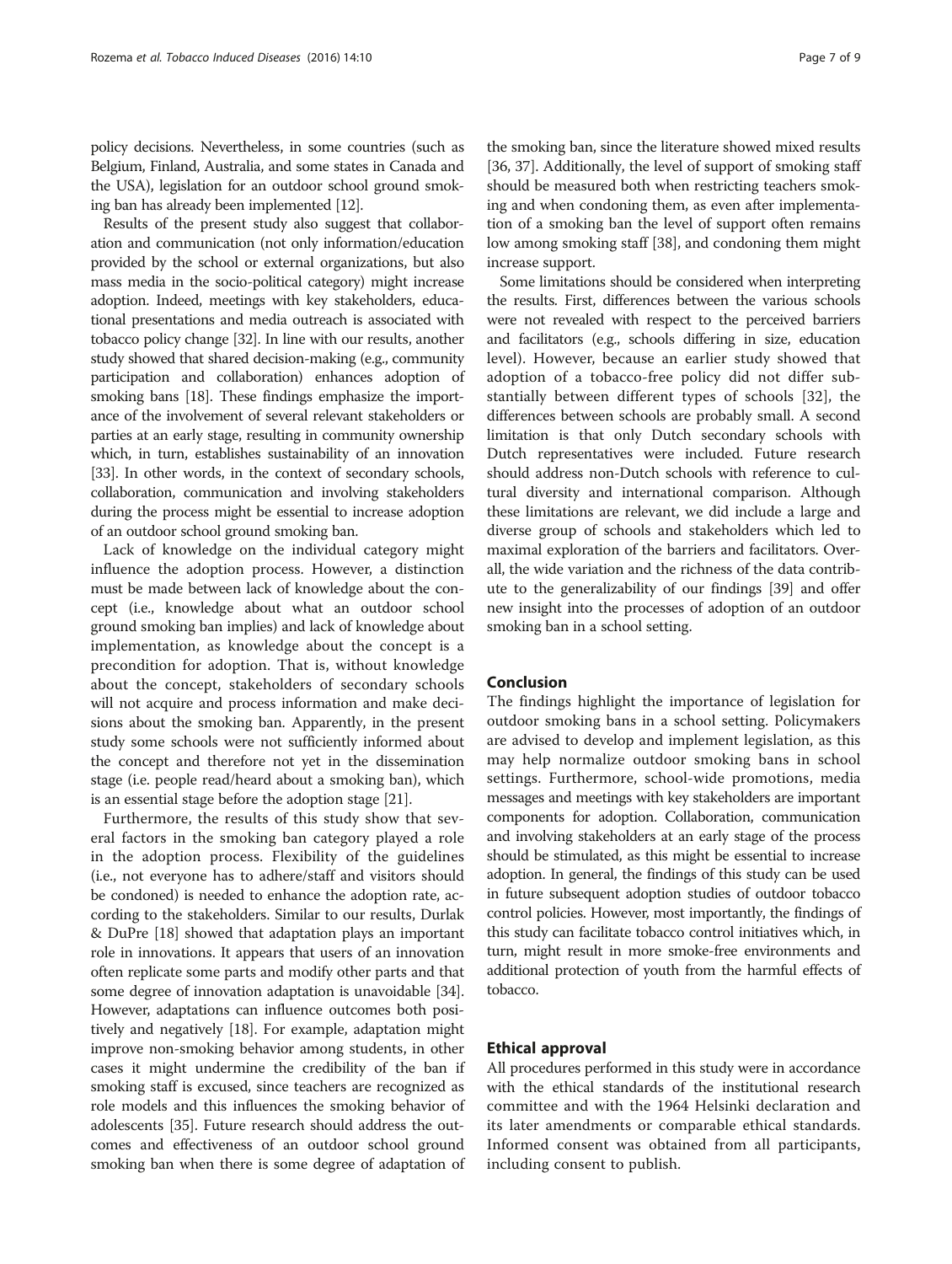policy decisions. Nevertheless, in some countries (such as Belgium, Finland, Australia, and some states in Canada and the USA), legislation for an outdoor school ground smoking ban has already been implemented [12].

Results of the present study also suggest that collaboration and communication (not only information/education provided by the school or external organizations, but also mass media in the socio-political category) might increase adoption. Indeed, meetings with key stakeholders, educational presentations and media outreach is associated with tobacco policy change [32]. In line with our results, another study showed that shared decision-making (e.g., community participation and collaboration) enhances adoption of smoking bans [18]. These findings emphasize the importance of the involvement of several relevant stakeholders or parties at an early stage, resulting in community ownership which, in turn, establishes sustainability of an innovation [33]. In other words, in the context of secondary schools, collaboration, communication and involving stakeholders during the process might be essential to increase adoption of an outdoor school ground smoking ban.

Lack of knowledge on the individual category might influence the adoption process. However, a distinction must be made between lack of knowledge about the concept (i.e., knowledge about what an outdoor school ground smoking ban implies) and lack of knowledge about implementation, as knowledge about the concept is a precondition for adoption. That is, without knowledge about the concept, stakeholders of secondary schools will not acquire and process information and make decisions about the smoking ban. Apparently, in the present study some schools were not sufficiently informed about the concept and therefore not yet in the dissemination stage (i.e. people read/heard about a smoking ban), which is an essential stage before the adoption stage [21].

Furthermore, the results of this study show that several factors in the smoking ban category played a role in the adoption process. Flexibility of the guidelines (i.e., not everyone has to adhere/staff and visitors should be condoned) is needed to enhance the adoption rate, according to the stakeholders. Similar to our results, Durlak & DuPre [18] showed that adaptation plays an important role in innovations. It appears that users of an innovation often replicate some parts and modify other parts and that some degree of innovation adaptation is unavoidable [34]. However, adaptations can influence outcomes both positively and negatively [18]. For example, adaptation might improve non-smoking behavior among students, in other cases it might undermine the credibility of the ban if smoking staff is excused, since teachers are recognized as role models and this influences the smoking behavior of adolescents [35]. Future research should address the outcomes and effectiveness of an outdoor school ground smoking ban when there is some degree of adaptation of the smoking ban, since the literature showed mixed results [36, 37]. Additionally, the level of support of smoking staff should be measured both when restricting teachers smoking and when condoning them, as even after implementation of a smoking ban the level of support often remains low among smoking staff [38], and condoning them might increase support.

Some limitations should be considered when interpreting the results. First, differences between the various schools were not revealed with respect to the perceived barriers and facilitators (e.g., schools differing in size, education level). However, because an earlier study showed that adoption of a tobacco-free policy did not differ substantially between different types of schools [32], the differences between schools are probably small. A second limitation is that only Dutch secondary schools with Dutch representatives were included. Future research should address non-Dutch schools with reference to cultural diversity and international comparison. Although these limitations are relevant, we did include a large and diverse group of schools and stakeholders which led to maximal exploration of the barriers and facilitators. Overall, the wide variation and the richness of the data contribute to the generalizability of our findings [39] and offer new insight into the processes of adoption of an outdoor smoking ban in a school setting.

## Conclusion

The findings highlight the importance of legislation for outdoor smoking bans in a school setting. Policymakers are advised to develop and implement legislation, as this may help normalize outdoor smoking bans in school settings. Furthermore, school-wide promotions, media messages and meetings with key stakeholders are important components for adoption. Collaboration, communication and involving stakeholders at an early stage of the process should be stimulated, as this might be essential to increase adoption. In general, the findings of this study can be used in future subsequent adoption studies of outdoor tobacco control policies. However, most importantly, the findings of this study can facilitate tobacco control initiatives which, in turn, might result in more smoke-free environments and additional protection of youth from the harmful effects of tobacco.

## Ethical approval

All procedures performed in this study were in accordance with the ethical standards of the institutional research committee and with the 1964 Helsinki declaration and its later amendments or comparable ethical standards. Informed consent was obtained from all participants, including consent to publish.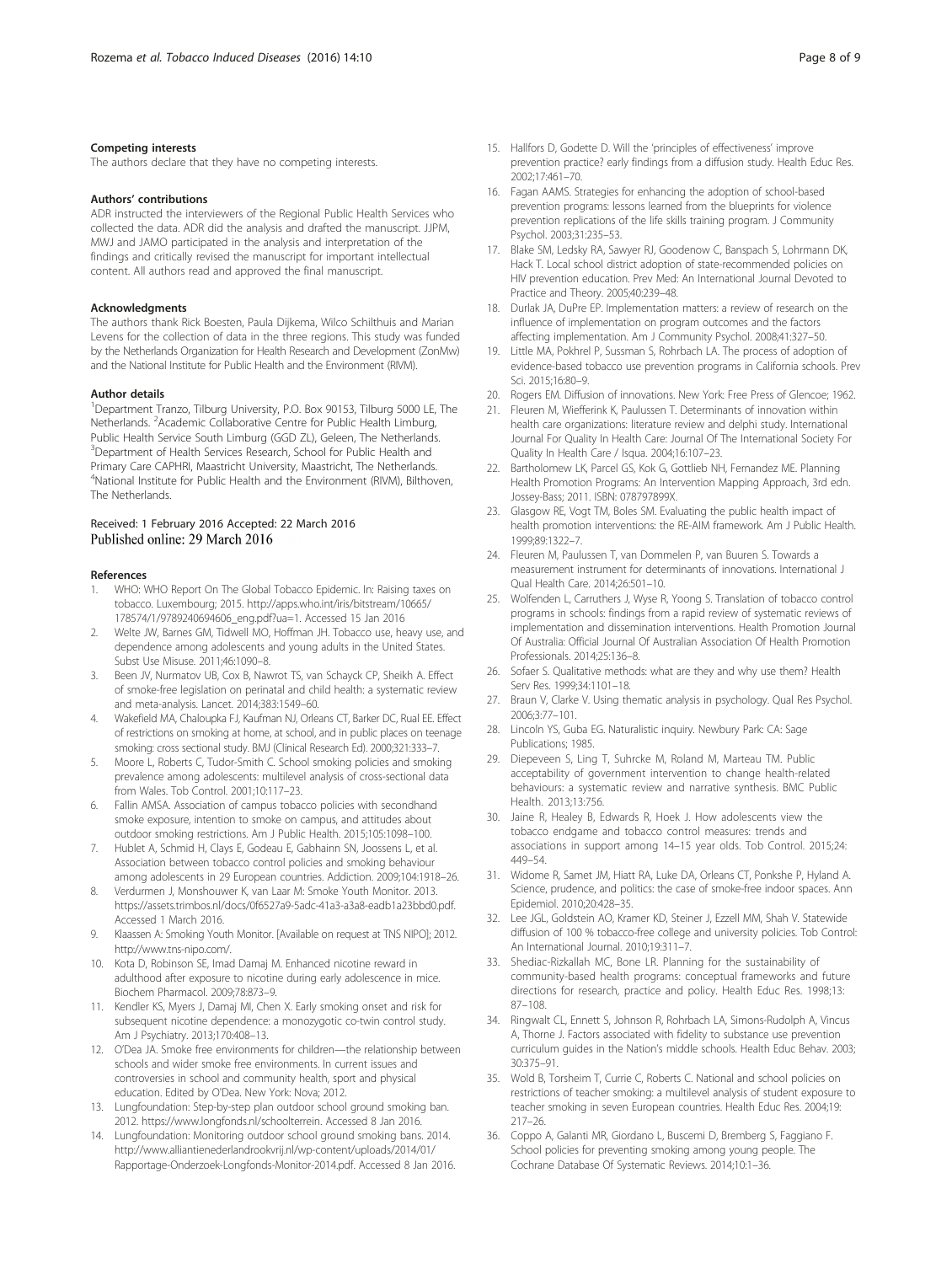### Competing interests

The authors declare that they have no competing interests.

### Authors' contributions

ADR instructed the interviewers of the Regional Public Health Services who collected the data. ADR did the analysis and drafted the manuscript. JJPM, MWJ and JAMO participated in the analysis and interpretation of the findings and critically revised the manuscript for important intellectual content. All authors read and approved the final manuscript.

### Acknowledgments

The authors thank Rick Boesten, Paula Dijkema, Wilco Schilthuis and Marian Levens for the collection of data in the three regions. This study was funded by the Netherlands Organization for Health Research and Development (ZonMw) and the National Institute for Public Health and the Environment (RIVM).

### Author details

[1]Department Tranzo, Tilburg University, P.O. Box 90153, Tilburg 5000 LE, The Netherlands. [2]Academic Collaborative Centre for Public Health Limburg, Public Health Service South Limburg (GGD ZL), Geleen, The Netherlands. [3]Department of Health Services Research, School for Public Health and Primary Care CAPHRI, Maastricht University, Maastricht, The Netherlands. [4]National Institute for Public Health and the Environment (RIVM), Bilthoven, The Netherlands.

Received: 1 February 2016 Accepted: 22 March 2016
Published online: 29 March 2016

### References

1. WHO: WHO Report On The Global Tobacco Epidemic. In: Raising taxes on tobacco. Luxembourg; 2015. http://apps.who.int/iris/bitstream/10665/178574/1/9789240694606_eng.pdf?ua=1. Accessed 15 Jan 2016
2. Welte JW, Barnes GM, Tidwell MO, Hoffman JH. Tobacco use, heavy use, and dependence among adolescents and young adults in the United States. Subst Use Misuse. 2011;46:1090–8.
3. Been JV, Nurmatov UB, Cox B, Nawrot TS, van Schayck CP, Sheikh A. Effect of smoke-free legislation on perinatal and child health: a systematic review and meta-analysis. Lancet. 2014;383:1549–60.
4. Wakefield MA, Chaloupka FJ, Kaufman NJ, Orleans CT, Barker DC, Rual EE. Effect of restrictions on smoking at home, at school, and in public places on teenage smoking: cross sectional study. BMJ (Clinical Research Ed). 2000;321:333–7.
5. Moore L, Roberts C, Tudor-Smith C. School smoking policies and smoking prevalence among adolescents: multilevel analysis of cross-sectional data from Wales. Tob Control. 2001;10:117–23.
6. Fallin AMSA. Association of campus tobacco policies with secondhand smoke exposure, intention to smoke on campus, and attitudes about outdoor smoking restrictions. Am J Public Health. 2015;105:1098–100.
7. Hublet A, Schmid H, Clays E, Godeau E, Gabhainn SN, Joossens L, et al. Association between tobacco control policies and smoking behaviour among adolescents in 29 European countries. Addiction. 2009;104:1918–26.
8. Verdurmen J, Monshouwer K, van Laar M: Smoke Youth Monitor. 2013. https://assets.trimbos.nl/docs/0f6527a9-5adc-41a3-a3a8-eadb1a23bbd0.pdf. Accessed 1 March 2016.
9. Klaassen A: Smoking Youth Monitor. [Available on request at TNS NIPO]; 2012. http://www.tns-nipo.com/.
10. Kota D, Robinson SE, Imad Damaj M. Enhanced nicotine reward in adulthood after exposure to nicotine during early adolescence in mice. Biochem Pharmacol. 2009;78:873–9.
11. Kendler KS, Myers J, Damaj MI, Chen X. Early smoking onset and risk for subsequent nicotine dependence: a monozygotic co-twin control study. Am J Psychiatry. 2013;170:408–13.
12. O'Dea JA. Smoke free environments for children—the relationship between schools and wider smoke free environments. In current issues and controversies in school and community health, sport and physical education. Edited by O'Dea. New York: Nova; 2012.
13. Lungfoundation: Step-by-step plan outdoor school ground smoking ban. 2012. https://www.longfonds.nl/schoolterrein. Accessed 8 Jan 2016.
14. Lungfoundation: Monitoring outdoor school ground smoking bans. 2014. http://www.alliantienederlandrookvrij.nl/wp-content/uploads/2014/01/Rapportage-Onderzoek-Longfonds-Monitor-2014.pdf. Accessed 8 Jan 2016.
15. Hallfors D, Godette D. Will the 'principles of effectiveness' improve prevention practice? early findings from a diffusion study. Health Educ Res. 2002;17:461–70.
16. Fagan AAMS. Strategies for enhancing the adoption of school-based prevention programs: lessons learned from the blueprints for violence prevention replications of the life skills training program. J Community Psychol. 2003;31:235–53.
17. Blake SM, Ledsky RA, Sawyer RJ, Goodenow C, Banspach S, Lohrmann DK, Hack T. Local school district adoption of state-recommended policies on HIV prevention education. Prev Med: An International Journal Devoted to Practice and Theory. 2005;40:239–48.
18. Durlak JA, DuPre EP. Implementation matters: a review of research on the influence of implementation on program outcomes and the factors affecting implementation. Am J Community Psychol. 2008;41:327–50.
19. Little MA, Pokhrel P, Sussman S, Rohrbach LA. The process of adoption of evidence-based tobacco use prevention programs in California schools. Prev Sci. 2015;16:80–9.
20. Rogers EM. Diffusion of innovations. New York: Free Press of Glencoe; 1962.
21. Fleuren M, Wiefferink K, Paulussen T. Determinants of innovation within health care organizations: literature review and delphi study. International Journal For Quality In Health Care: Journal Of The International Society For Quality In Health Care / Isqua. 2004;16:107–23.
22. Bartholomew LK, Parcel GS, Kok G, Gottlieb NH, Fernandez ME. Planning Health Promotion Programs: An Intervention Mapping Approach, 3rd edn. Jossey-Bass; 2011. ISBN: 078797899X.
23. Glasgow RE, Vogt TM, Boles SM. Evaluating the public health impact of health promotion interventions: the RE-AIM framework. Am J Public Health. 1999;89:1322–7.
24. Fleuren M, Paulussen T, van Dommelen P, van Buuren S. Towards a measurement instrument for determinants of innovations. International J Qual Health Care. 2014;26:501–10.
25. Wolfenden L, Carruthers J, Wyse R, Yoong S. Translation of tobacco control programs in schools: findings from a rapid review of systematic reviews of implementation and dissemination interventions. Health Promotion Journal Of Australia: Official Journal Of Australian Association Of Health Promotion Professionals. 2014;25:136–8.
26. Sofaer S. Qualitative methods: what are they and why use them? Health Serv Res. 1999;34:1101–18.
27. Braun V, Clarke V. Using thematic analysis in psychology. Qual Res Psychol. 2006;3:77–101.
28. Lincoln YS, Guba EG. Naturalistic inquiry. Newbury Park: CA: Sage Publications; 1985.
29. Diepeveen S, Ling T, Suhrcke M, Roland M, Marteau TM. Public acceptability of government intervention to change health-related behaviours: a systematic review and narrative synthesis. BMC Public Health. 2013;13:756.
30. Jaine R, Healey B, Edwards R, Hoek J. How adolescents view the tobacco endgame and tobacco control measures: trends and associations in support among 14–15 year olds. Tob Control. 2015;24: 449–54.
31. Widome R, Samet JM, Hiatt RA, Luke DA, Orleans CT, Ponkshe P, Hyland A. Science, prudence, and politics: the case of smoke-free indoor spaces. Ann Epidemiol. 2010;20:428–35.
32. Lee JGL, Goldstein AO, Kramer KD, Steiner J, Ezzell MM, Shah V. Statewide diffusion of 100 % tobacco-free college and university policies. Tob Control: An International Journal. 2010;19:311–7.
33. Shediac-Rizkallah MC, Bone LR. Planning for the sustainability of community-based health programs: conceptual frameworks and future directions for research, practice and policy. Health Educ Res. 1998;13: 87–108.
34. Ringwalt CL, Ennett S, Johnson R, Rohrbach LA, Simons-Rudolph A, Vincus A, Thorne J. Factors associated with fidelity to substance use prevention curriculum guides in the Nation's middle schools. Health Educ Behav. 2003; 30:375–91.
35. Wold B, Torsheim T, Currie C, Roberts C. National and school policies on restrictions of teacher smoking: a multilevel analysis of student exposure to teacher smoking in seven European countries. Health Educ Res. 2004;19: 217–26.
36. Coppo A, Galanti MR, Giordano L, Buscemi D, Bremberg S, Faggiano F. School policies for preventing smoking among young people. The Cochrane Database Of Systematic Reviews. 2014;10:1–36.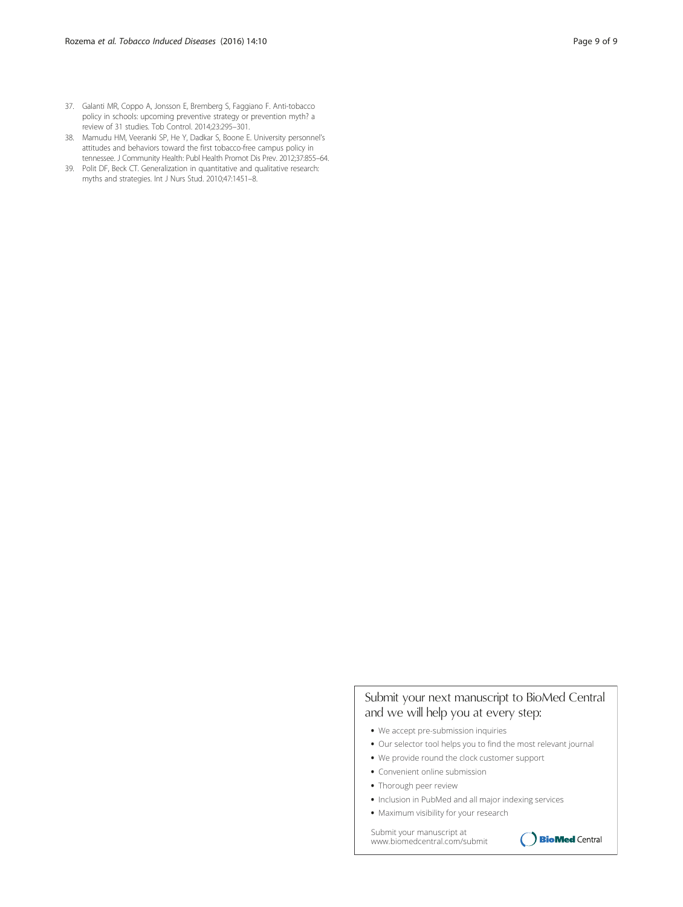37. Galanti MR, Coppo A, Jonsson E, Bremberg S, Faggiano F. Anti-tobacco policy in schools: upcoming preventive strategy or prevention myth? a review of 31 studies. Tob Control. 2014;23:295–301.
38. Mamudu HM, Veeranki SP, He Y, Dadkar S, Boone E. University personnel's attitudes and behaviors toward the first tobacco-free campus policy in tennessee. J Community Health: Publ Health Promot Dis Prev. 2012;37:855–64.
39. Polit DF, Beck CT. Generalization in quantitative and qualitative research: myths and strategies. Int J Nurs Stud. 2010;47:1451–8.

Submit your next manuscript to BioMed Central and we will help you at every step:

- We accept pre-submission inquiries
- Our selector tool helps you to find the most relevant journal
- We provide round the clock customer support
- Convenient online submission
- Thorough peer review
- Inclusion in PubMed and all major indexing services
- Maximum visibility for your research

Submit your manuscript at www.biomedcentral.com/submit

BioMed Central